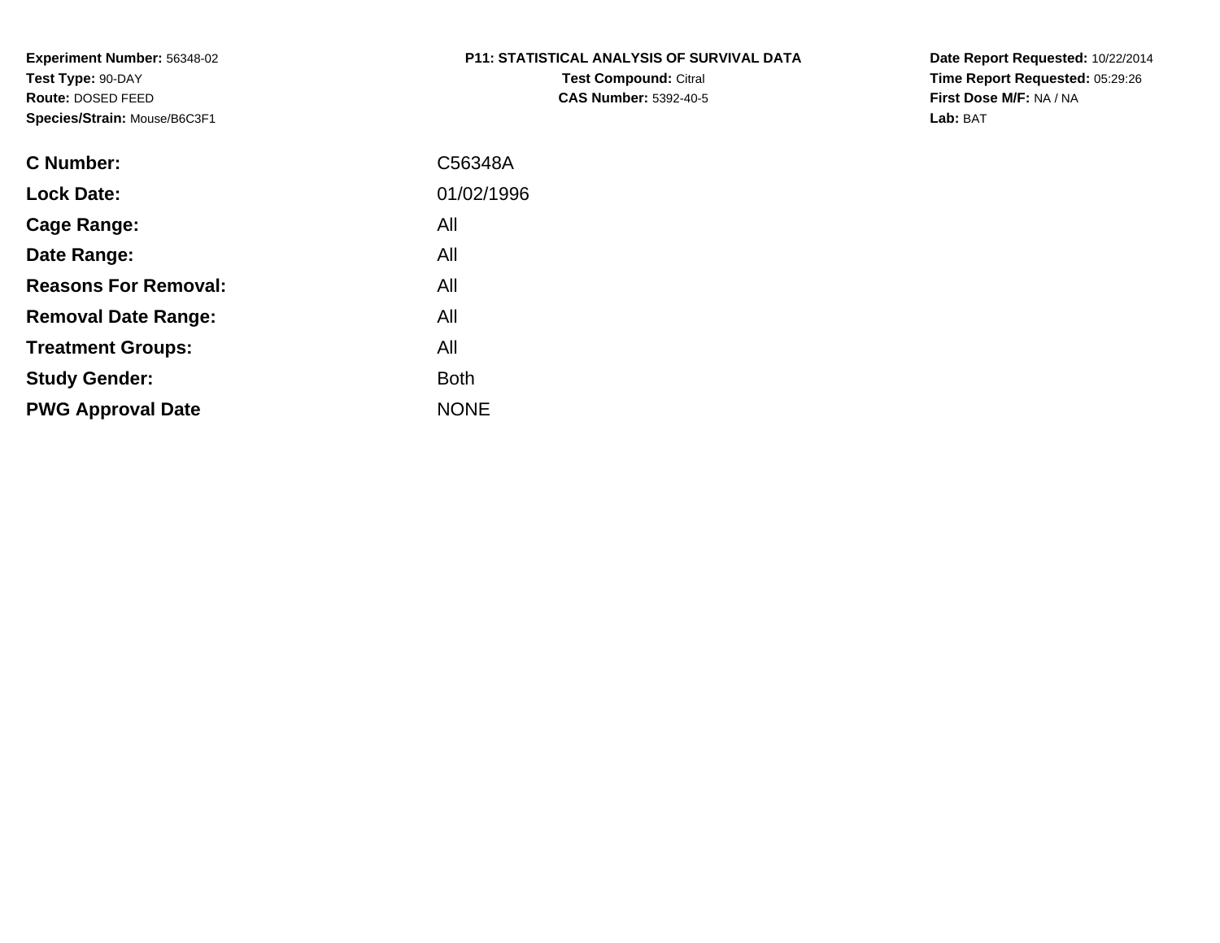**Experiment Number:** 56348-02
**Test Type:** 90-DAY
**Route:** DOSED FEED
**Species/Strain:** Mouse/B6C3F1

**P11: STATISTICAL ANALYSIS OF SURVIVAL DATA**
**Test Compound:** Citral
**CAS Number:** 5392-40-5

**Date Report Requested:** 10/22/2014
**Time Report Requested:** 05:29:26
**First Dose M/F:** NA / NA
**Lab:** BAT

| | |
|---|---|
| **C Number:** | C56348A |
| **Lock Date:** | 01/02/1996 |
| **Cage Range:** | All |
| **Date Range:** | All |
| **Reasons For Removal:** | All |
| **Removal Date Range:** | All |
| **Treatment Groups:** | All |
| **Study Gender:** | Both |
| **PWG Approval Date** | NONE |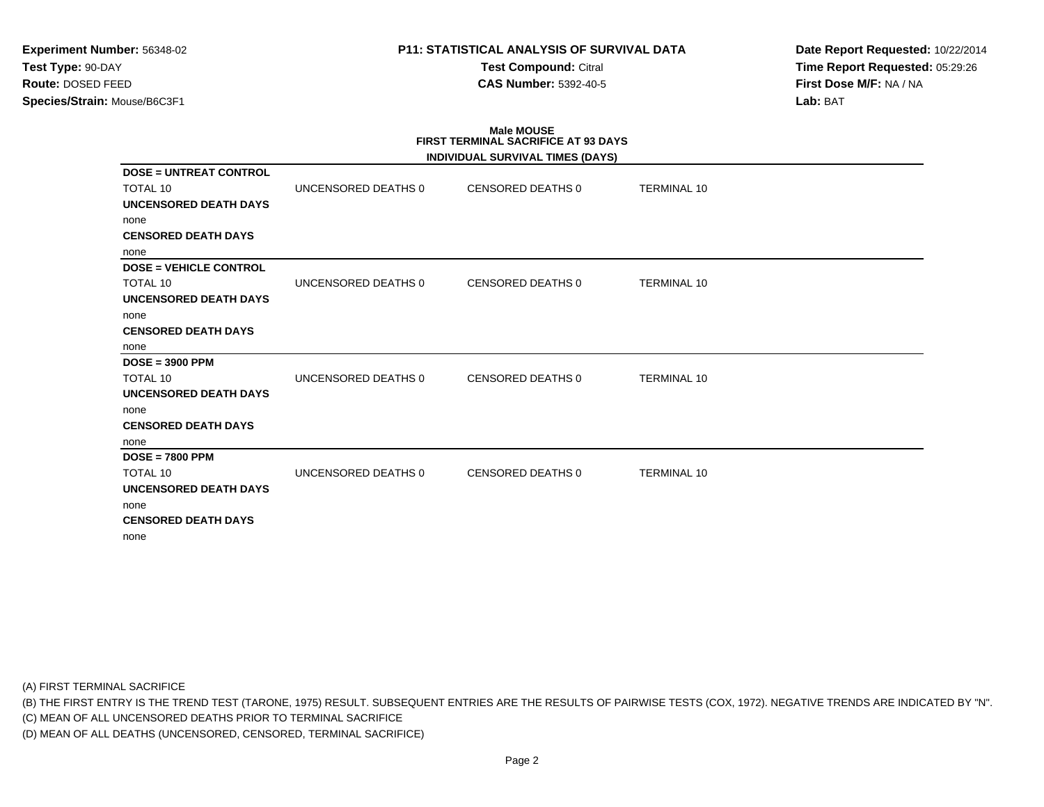**Experiment Number:** 56348-02
**Test Type:** 90-DAY
**Route:** DOSED FEED
**Species/Strain:** Mouse/B6C3F1

**P11: STATISTICAL ANALYSIS OF SURVIVAL DATA**
**Test Compound:** Citral
**CAS Number:** 5392-40-5

**Date Report Requested:** 10/22/2014
**Time Report Requested:** 05:29:26
**First Dose M/F:** NA / NA
**Lab:** BAT

## Male MOUSE
## FIRST TERMINAL SACRIFICE AT 93 DAYS

### INDIVIDUAL SURVIVAL TIMES (DAYS)

**DOSE = UNTREAT CONTROL**

| TOTAL 10 | UNCENSORED DEATHS 0 | CENSORED DEATHS 0 | TERMINAL 10 |
|---|---|---|---|

**UNCENSORED DEATH DAYS**

none

**CENSORED DEATH DAYS**

none

**DOSE = VEHICLE CONTROL**

| TOTAL 10 | UNCENSORED DEATHS 0 | CENSORED DEATHS 0 | TERMINAL 10 |
|---|---|---|---|

**UNCENSORED DEATH DAYS**

none

**CENSORED DEATH DAYS**

none

**DOSE = 3900 PPM**

| TOTAL 10 | UNCENSORED DEATHS 0 | CENSORED DEATHS 0 | TERMINAL 10 |
|---|---|---|---|

**UNCENSORED DEATH DAYS**

none

**CENSORED DEATH DAYS**

none

**DOSE = 7800 PPM**

| TOTAL 10 | UNCENSORED DEATHS 0 | CENSORED DEATHS 0 | TERMINAL 10 |
|---|---|---|---|

**UNCENSORED DEATH DAYS**

none

**CENSORED DEATH DAYS**

none

(A) FIRST TERMINAL SACRIFICE
(B) THE FIRST ENTRY IS THE TREND TEST (TARONE, 1975) RESULT. SUBSEQUENT ENTRIES ARE THE RESULTS OF PAIRWISE TESTS (COX, 1972). NEGATIVE TRENDS ARE INDICATED BY "N".
(C) MEAN OF ALL UNCENSORED DEATHS PRIOR TO TERMINAL SACRIFICE
(D) MEAN OF ALL DEATHS (UNCENSORED, CENSORED, TERMINAL SACRIFICE)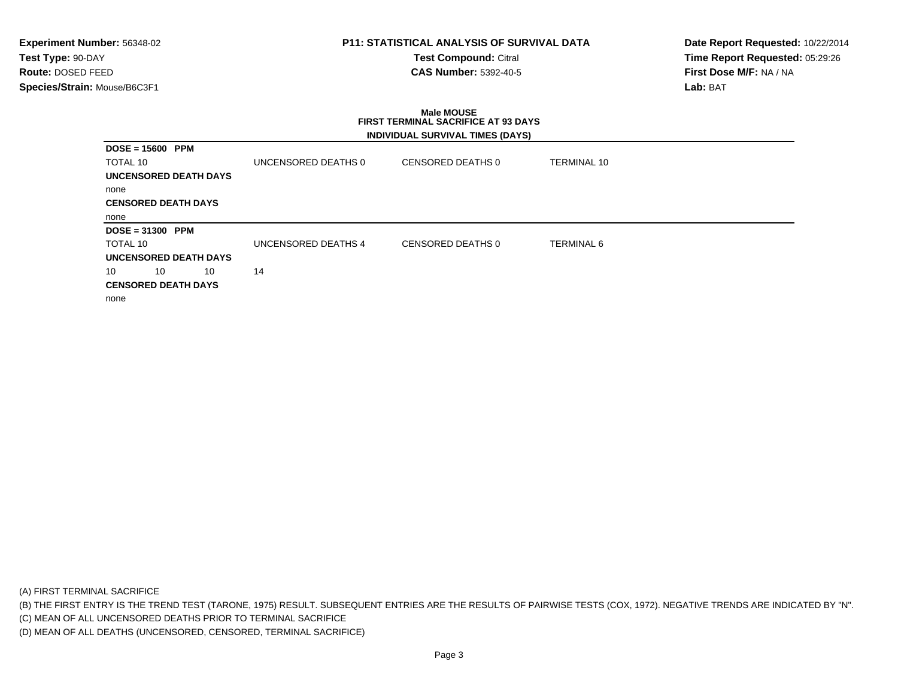**Experiment Number:** 56348-02
**Test Type:** 90-DAY
**Route:** DOSED FEED
**Species/Strain:** Mouse/B6C3F1

**P11: STATISTICAL ANALYSIS OF SURVIVAL DATA**
**Test Compound:** Citral
**CAS Number:** 5392-40-5

**Date Report Requested:** 10/22/2014
**Time Report Requested:** 05:29:26
**First Dose M/F:** NA / NA
**Lab:** BAT

**Male MOUSE**
**FIRST TERMINAL SACRIFICE AT 93 DAYS**
**INDIVIDUAL SURVIVAL TIMES (DAYS)**

**DOSE = 15600 PPM**

TOTAL 10 | UNCENSORED DEATHS 0 | CENSORED DEATHS 0 | TERMINAL 10

**UNCENSORED DEATH DAYS**

none

**CENSORED DEATH DAYS**

none

**DOSE = 31300 PPM**

TOTAL 10 | UNCENSORED DEATHS 4 | CENSORED DEATHS 0 | TERMINAL 6

**UNCENSORED DEATH DAYS**

10 10 10 14

**CENSORED DEATH DAYS**

none

(A) FIRST TERMINAL SACRIFICE
(B) THE FIRST ENTRY IS THE TREND TEST (TARONE, 1975) RESULT. SUBSEQUENT ENTRIES ARE THE RESULTS OF PAIRWISE TESTS (COX, 1972). NEGATIVE TRENDS ARE INDICATED BY "N".
(C) MEAN OF ALL UNCENSORED DEATHS PRIOR TO TERMINAL SACRIFICE
(D) MEAN OF ALL DEATHS (UNCENSORED, CENSORED, TERMINAL SACRIFICE)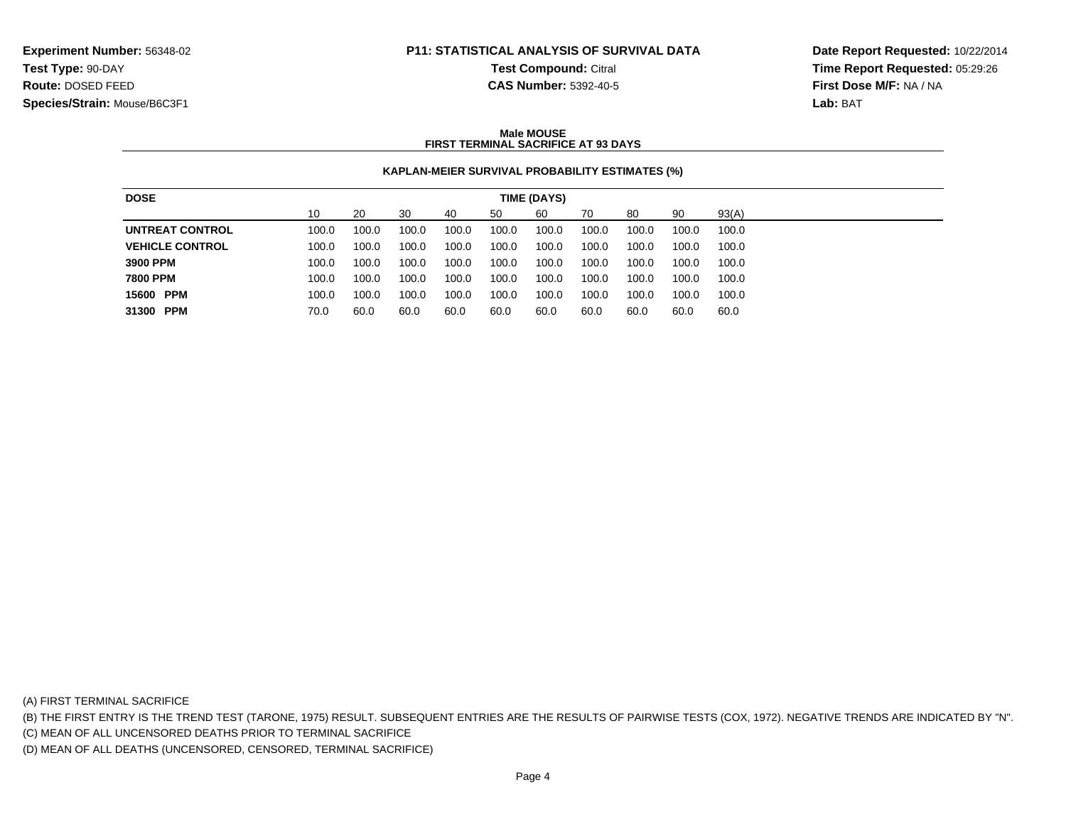**Experiment Number:** 56348-02
**Test Type:** 90-DAY
**Route:** DOSED FEED
**Species/Strain:** Mouse/B6C3F1

**P11: STATISTICAL ANALYSIS OF SURVIVAL DATA**
**Test Compound:** Citral
**CAS Number:** 5392-40-5

**Date Report Requested:** 10/22/2014
**Time Report Requested:** 05:29:26
**First Dose M/F:** NA / NA
**Lab:** BAT

**Male MOUSE**
**FIRST TERMINAL SACRIFICE AT 93 DAYS**

**KAPLAN-MEIER SURVIVAL PROBABILITY ESTIMATES (%)**

| DOSE | TIME (DAYS) | | | | | | | | | |
|---|---|---|---|---|---|---|---|---|---|---|
| | 10 | 20 | 30 | 40 | 50 | 60 | 70 | 80 | 90 | 93(A) |
| **UNTREAT CONTROL** | 100.0 | 100.0 | 100.0 | 100.0 | 100.0 | 100.0 | 100.0 | 100.0 | 100.0 | 100.0 |
| **VEHICLE CONTROL** | 100.0 | 100.0 | 100.0 | 100.0 | 100.0 | 100.0 | 100.0 | 100.0 | 100.0 | 100.0 |
| **3900 PPM** | 100.0 | 100.0 | 100.0 | 100.0 | 100.0 | 100.0 | 100.0 | 100.0 | 100.0 | 100.0 |
| **7800 PPM** | 100.0 | 100.0 | 100.0 | 100.0 | 100.0 | 100.0 | 100.0 | 100.0 | 100.0 | 100.0 |
| **15600 PPM** | 100.0 | 100.0 | 100.0 | 100.0 | 100.0 | 100.0 | 100.0 | 100.0 | 100.0 | 100.0 |
| **31300 PPM** | 70.0 | 60.0 | 60.0 | 60.0 | 60.0 | 60.0 | 60.0 | 60.0 | 60.0 | 60.0 |

(A) FIRST TERMINAL SACRIFICE
(B) THE FIRST ENTRY IS THE TREND TEST (TARONE, 1975) RESULT. SUBSEQUENT ENTRIES ARE THE RESULTS OF PAIRWISE TESTS (COX, 1972). NEGATIVE TRENDS ARE INDICATED BY "N".
(C) MEAN OF ALL UNCENSORED DEATHS PRIOR TO TERMINAL SACRIFICE
(D) MEAN OF ALL DEATHS (UNCENSORED, CENSORED, TERMINAL SACRIFICE)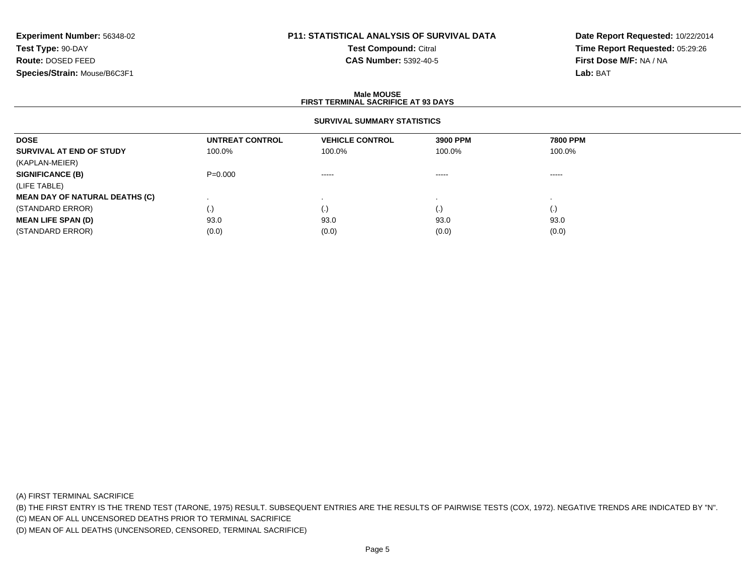**Experiment Number:** 56348-02
**Test Type:** 90-DAY
**Route:** DOSED FEED
**Species/Strain:** Mouse/B6C3F1

**P11: STATISTICAL ANALYSIS OF SURVIVAL DATA**
**Test Compound:** Citral
**CAS Number:** 5392-40-5

**Date Report Requested:** 10/22/2014
**Time Report Requested:** 05:29:26
**First Dose M/F:** NA / NA
**Lab:** BAT

## Male MOUSE
## FIRST TERMINAL SACRIFICE AT 93 DAYS

### SURVIVAL SUMMARY STATISTICS

| DOSE | UNTREAT CONTROL | VEHICLE CONTROL | 3900 PPM | 7800 PPM |
|---|---|---|---|---|
| **SURVIVAL AT END OF STUDY** | 100.0% | 100.0% | 100.0% | 100.0% |
| (KAPLAN-MEIER) | | | | |
| **SIGNIFICANCE (B)** | P=0.000 | ----- | ----- | ----- |
| (LIFE TABLE) | | | | |
| **MEAN DAY OF NATURAL DEATHS (C)** | . | . | . | . |
| (STANDARD ERROR) | (.) | (.) | (.) | (.) |
| **MEAN LIFE SPAN (D)** | 93.0 | 93.0 | 93.0 | 93.0 |
| (STANDARD ERROR) | (0.0) | (0.0) | (0.0) | (0.0) |

(A) FIRST TERMINAL SACRIFICE
(B) THE FIRST ENTRY IS THE TREND TEST (TARONE, 1975) RESULT. SUBSEQUENT ENTRIES ARE THE RESULTS OF PAIRWISE TESTS (COX, 1972). NEGATIVE TRENDS ARE INDICATED BY "N".
(C) MEAN OF ALL UNCENSORED DEATHS PRIOR TO TERMINAL SACRIFICE
(D) MEAN OF ALL DEATHS (UNCENSORED, CENSORED, TERMINAL SACRIFICE)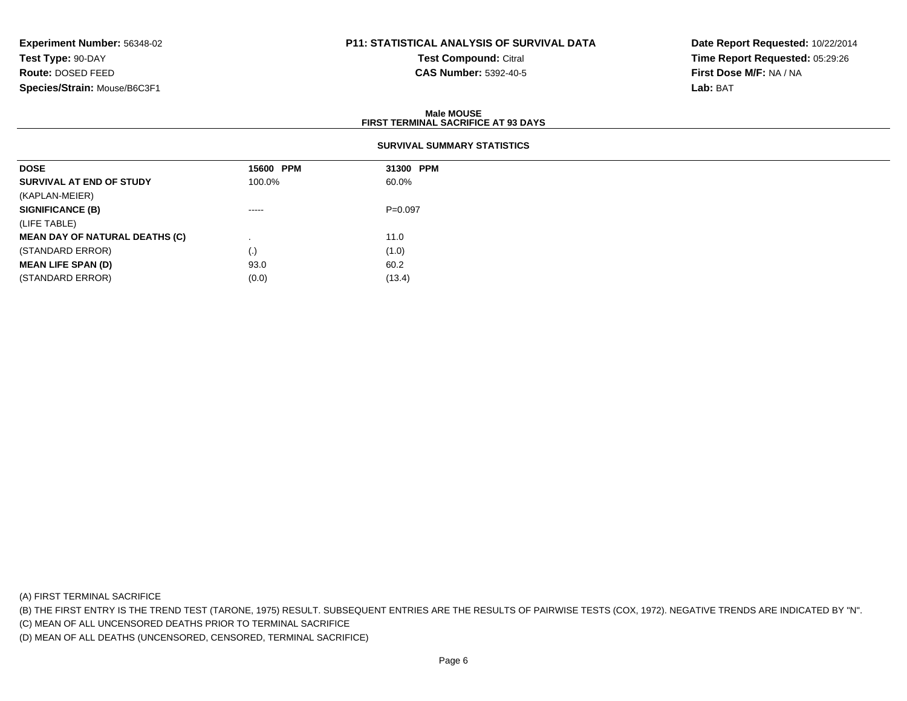**Experiment Number:** 56348-02
**Test Type:** 90-DAY
**Route:** DOSED FEED
**Species/Strain:** Mouse/B6C3F1

**P11: STATISTICAL ANALYSIS OF SURVIVAL DATA**
**Test Compound:** Citral
**CAS Number:** 5392-40-5

**Date Report Requested:** 10/22/2014
**Time Report Requested:** 05:29:26
**First Dose M/F:** NA / NA
**Lab:** BAT

**Male MOUSE**
**FIRST TERMINAL SACRIFICE AT 93 DAYS**

**SURVIVAL SUMMARY STATISTICS**

| DOSE | 15600 PPM | 31300 PPM |
|---|---|---|
| **SURVIVAL AT END OF STUDY** | 100.0% | 60.0% |
| (KAPLAN-MEIER) | | |
| **SIGNIFICANCE (B)** | ----- | P=0.097 |
| (LIFE TABLE) | | |
| **MEAN DAY OF NATURAL DEATHS (C)** | . | 11.0 |
| (STANDARD ERROR) | (.) | (1.0) |
| **MEAN LIFE SPAN (D)** | 93.0 | 60.2 |
| (STANDARD ERROR) | (0.0) | (13.4) |

(A) FIRST TERMINAL SACRIFICE
(B) THE FIRST ENTRY IS THE TREND TEST (TARONE, 1975) RESULT. SUBSEQUENT ENTRIES ARE THE RESULTS OF PAIRWISE TESTS (COX, 1972). NEGATIVE TRENDS ARE INDICATED BY "N".
(C) MEAN OF ALL UNCENSORED DEATHS PRIOR TO TERMINAL SACRIFICE
(D) MEAN OF ALL DEATHS (UNCENSORED, CENSORED, TERMINAL SACRIFICE)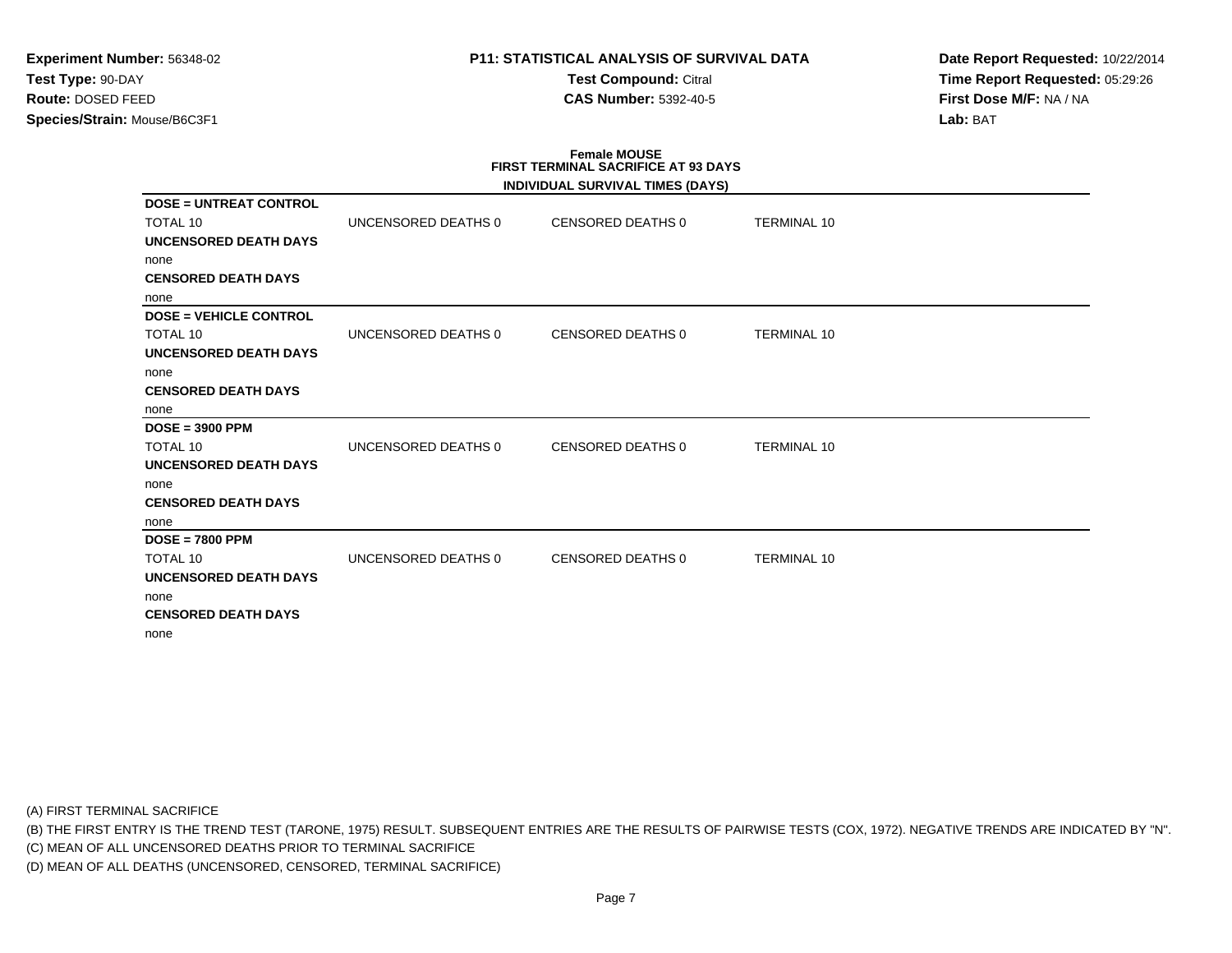**Experiment Number:** 56348-02
**Test Type:** 90-DAY
**Route:** DOSED FEED
**Species/Strain:** Mouse/B6C3F1

**P11: STATISTICAL ANALYSIS OF SURVIVAL DATA**
**Test Compound:** Citral
**CAS Number:** 5392-40-5

**Date Report Requested:** 10/22/2014
**Time Report Requested:** 05:29:26
**First Dose M/F:** NA / NA
**Lab:** BAT

**Female MOUSE**
**FIRST TERMINAL SACRIFICE AT 93 DAYS**
**INDIVIDUAL SURVIVAL TIMES (DAYS)**

| | | | |
|---|---|---|---|
| **DOSE = UNTREAT CONTROL** | | | |
| TOTAL 10 | UNCENSORED DEATHS 0 | CENSORED DEATHS 0 | TERMINAL 10 |
| **UNCENSORED DEATH DAYS** | | | |
| none | | | |
| **CENSORED DEATH DAYS** | | | |
| none | | | |
| **DOSE = VEHICLE CONTROL** | | | |
| TOTAL 10 | UNCENSORED DEATHS 0 | CENSORED DEATHS 0 | TERMINAL 10 |
| **UNCENSORED DEATH DAYS** | | | |
| none | | | |
| **CENSORED DEATH DAYS** | | | |
| none | | | |
| **DOSE = 3900 PPM** | | | |
| TOTAL 10 | UNCENSORED DEATHS 0 | CENSORED DEATHS 0 | TERMINAL 10 |
| **UNCENSORED DEATH DAYS** | | | |
| none | | | |
| **CENSORED DEATH DAYS** | | | |
| none | | | |
| **DOSE = 7800 PPM** | | | |
| TOTAL 10 | UNCENSORED DEATHS 0 | CENSORED DEATHS 0 | TERMINAL 10 |
| **UNCENSORED DEATH DAYS** | | | |
| none | | | |
| **CENSORED DEATH DAYS** | | | |
| none | | | |

(A) FIRST TERMINAL SACRIFICE
(B) THE FIRST ENTRY IS THE TREND TEST (TARONE, 1975) RESULT. SUBSEQUENT ENTRIES ARE THE RESULTS OF PAIRWISE TESTS (COX, 1972). NEGATIVE TRENDS ARE INDICATED BY "N".
(C) MEAN OF ALL UNCENSORED DEATHS PRIOR TO TERMINAL SACRIFICE
(D) MEAN OF ALL DEATHS (UNCENSORED, CENSORED, TERMINAL SACRIFICE)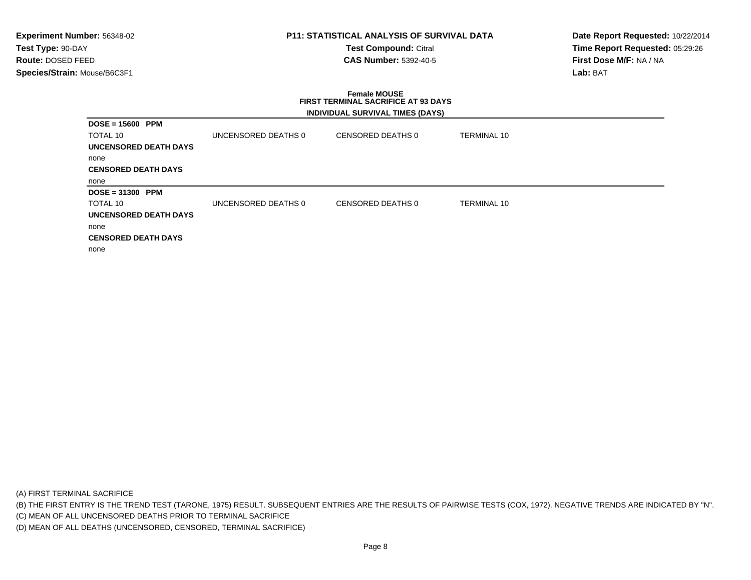**Experiment Number:** 56348-02
**Test Type:** 90-DAY
**Route:** DOSED FEED
**Species/Strain:** Mouse/B6C3F1

**P11: STATISTICAL ANALYSIS OF SURVIVAL DATA**
**Test Compound:** Citral
**CAS Number:** 5392-40-5

**Date Report Requested:** 10/22/2014
**Time Report Requested:** 05:29:26
**First Dose M/F:** NA / NA
**Lab:** BAT

**Female MOUSE**
**FIRST TERMINAL SACRIFICE AT 93 DAYS**
**INDIVIDUAL SURVIVAL TIMES (DAYS)**

**DOSE = 15600 PPM**

| TOTAL 10 | UNCENSORED DEATHS 0 | CENSORED DEATHS 0 | TERMINAL 10 |
|---|---|---|---|

**UNCENSORED DEATH DAYS**

none

**CENSORED DEATH DAYS**

none

**DOSE = 31300 PPM**

| TOTAL 10 | UNCENSORED DEATHS 0 | CENSORED DEATHS 0 | TERMINAL 10 |
|---|---|---|---|

**UNCENSORED DEATH DAYS**

none

**CENSORED DEATH DAYS**

none

(A) FIRST TERMINAL SACRIFICE
(B) THE FIRST ENTRY IS THE TREND TEST (TARONE, 1975) RESULT. SUBSEQUENT ENTRIES ARE THE RESULTS OF PAIRWISE TESTS (COX, 1972). NEGATIVE TRENDS ARE INDICATED BY "N".
(C) MEAN OF ALL UNCENSORED DEATHS PRIOR TO TERMINAL SACRIFICE
(D) MEAN OF ALL DEATHS (UNCENSORED, CENSORED, TERMINAL SACRIFICE)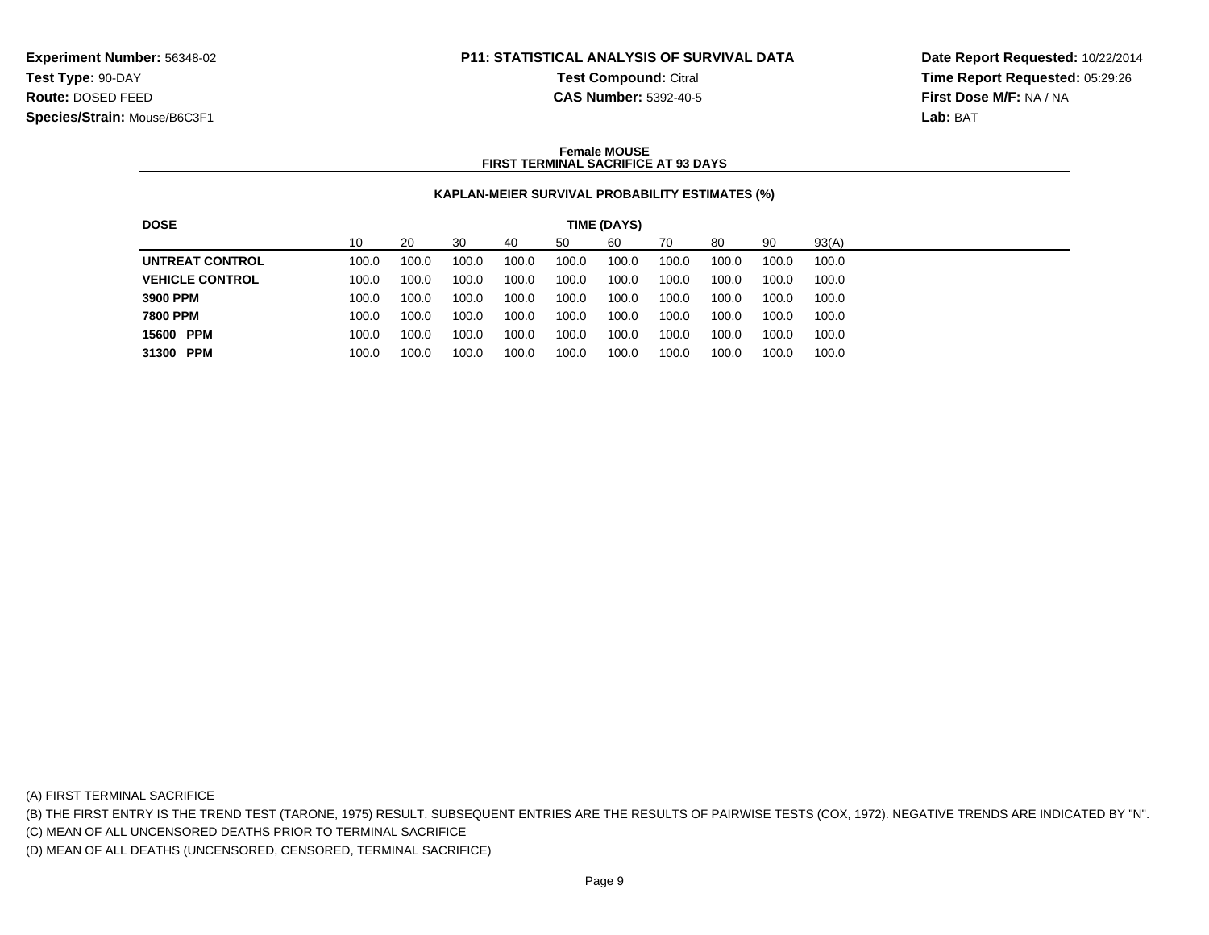**Experiment Number:** 56348-02
**Test Type:** 90-DAY
**Route:** DOSED FEED
**Species/Strain:** Mouse/B6C3F1

**P11: STATISTICAL ANALYSIS OF SURVIVAL DATA**
**Test Compound:** Citral
**CAS Number:** 5392-40-5

**Date Report Requested:** 10/22/2014
**Time Report Requested:** 05:29:26
**First Dose M/F:** NA / NA
**Lab:** BAT

### Female MOUSE
### FIRST TERMINAL SACRIFICE AT 93 DAYS

#### KAPLAN-MEIER SURVIVAL PROBABILITY ESTIMATES (%)

| DOSE | TIME (DAYS) | | | | | | | | | |
|---|---|---|---|---|---|---|---|---|---|---|
| | 10 | 20 | 30 | 40 | 50 | 60 | 70 | 80 | 90 | 93(A) |
| **UNTREAT CONTROL** | 100.0 | 100.0 | 100.0 | 100.0 | 100.0 | 100.0 | 100.0 | 100.0 | 100.0 | 100.0 |
| **VEHICLE CONTROL** | 100.0 | 100.0 | 100.0 | 100.0 | 100.0 | 100.0 | 100.0 | 100.0 | 100.0 | 100.0 |
| **3900 PPM** | 100.0 | 100.0 | 100.0 | 100.0 | 100.0 | 100.0 | 100.0 | 100.0 | 100.0 | 100.0 |
| **7800 PPM** | 100.0 | 100.0 | 100.0 | 100.0 | 100.0 | 100.0 | 100.0 | 100.0 | 100.0 | 100.0 |
| **15600 PPM** | 100.0 | 100.0 | 100.0 | 100.0 | 100.0 | 100.0 | 100.0 | 100.0 | 100.0 | 100.0 |
| **31300 PPM** | 100.0 | 100.0 | 100.0 | 100.0 | 100.0 | 100.0 | 100.0 | 100.0 | 100.0 | 100.0 |

(A) FIRST TERMINAL SACRIFICE
(B) THE FIRST ENTRY IS THE TREND TEST (TARONE, 1975) RESULT. SUBSEQUENT ENTRIES ARE THE RESULTS OF PAIRWISE TESTS (COX, 1972). NEGATIVE TRENDS ARE INDICATED BY "N".
(C) MEAN OF ALL UNCENSORED DEATHS PRIOR TO TERMINAL SACRIFICE
(D) MEAN OF ALL DEATHS (UNCENSORED, CENSORED, TERMINAL SACRIFICE)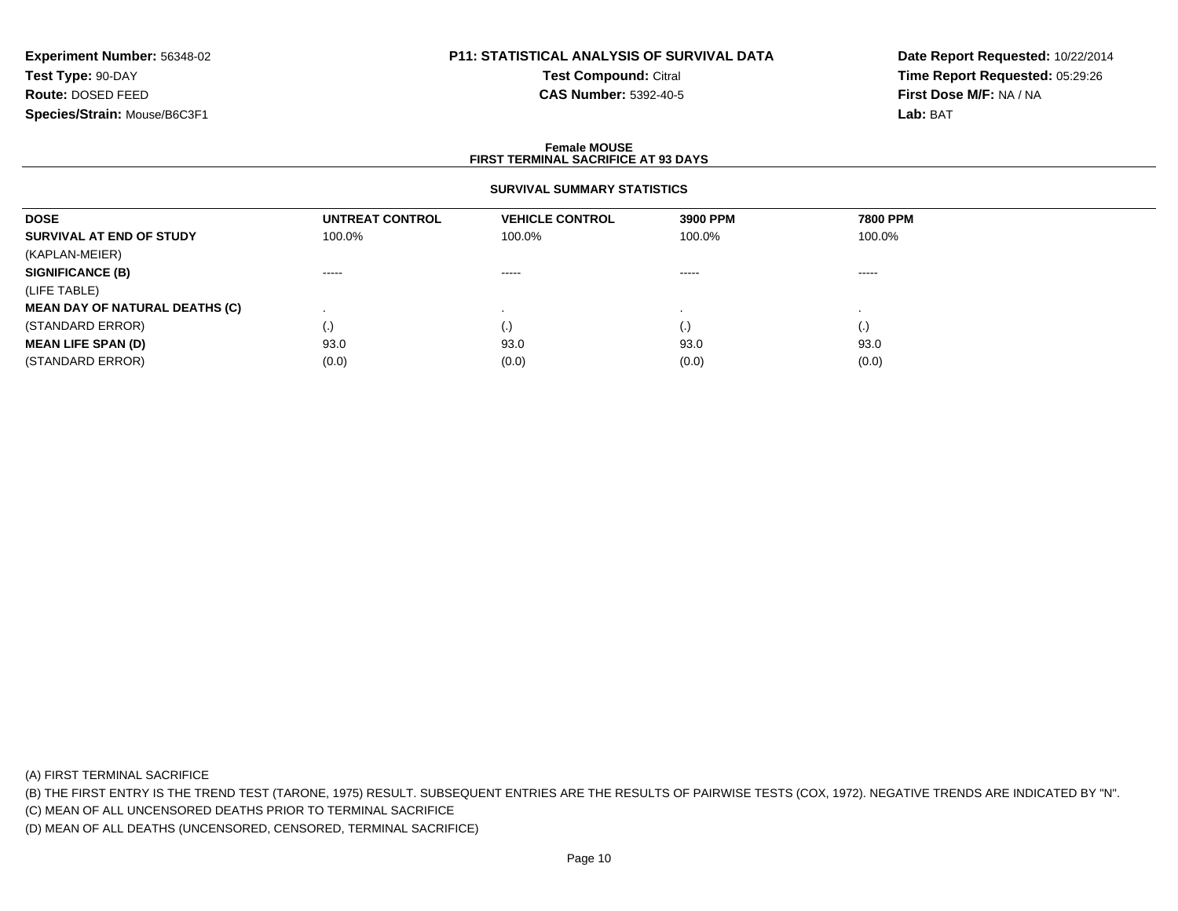**Experiment Number:** 56348-02
**Test Type:** 90-DAY
**Route:** DOSED FEED
**Species/Strain:** Mouse/B6C3F1

**P11: STATISTICAL ANALYSIS OF SURVIVAL DATA**
**Test Compound:** Citral
**CAS Number:** 5392-40-5

**Date Report Requested:** 10/22/2014
**Time Report Requested:** 05:29:26
**First Dose M/F:** NA / NA
**Lab:** BAT

**Female MOUSE**
**FIRST TERMINAL SACRIFICE AT 93 DAYS**

**SURVIVAL SUMMARY STATISTICS**

| DOSE | UNTREAT CONTROL | VEHICLE CONTROL | 3900 PPM | 7800 PPM |
|---|---|---|---|---|
| **SURVIVAL AT END OF STUDY** | 100.0% | 100.0% | 100.0% | 100.0% |
| (KAPLAN-MEIER) | | | | |
| **SIGNIFICANCE (B)** | ----- | ----- | ----- | ----- |
| (LIFE TABLE) | | | | |
| **MEAN DAY OF NATURAL DEATHS (C)** | . | . | . | . |
| (STANDARD ERROR) | (.) | (.) | (.) | (.) |
| **MEAN LIFE SPAN (D)** | 93.0 | 93.0 | 93.0 | 93.0 |
| (STANDARD ERROR) | (0.0) | (0.0) | (0.0) | (0.0) |

(A) FIRST TERMINAL SACRIFICE
(B) THE FIRST ENTRY IS THE TREND TEST (TARONE, 1975) RESULT. SUBSEQUENT ENTRIES ARE THE RESULTS OF PAIRWISE TESTS (COX, 1972). NEGATIVE TRENDS ARE INDICATED BY "N".
(C) MEAN OF ALL UNCENSORED DEATHS PRIOR TO TERMINAL SACRIFICE
(D) MEAN OF ALL DEATHS (UNCENSORED, CENSORED, TERMINAL SACRIFICE)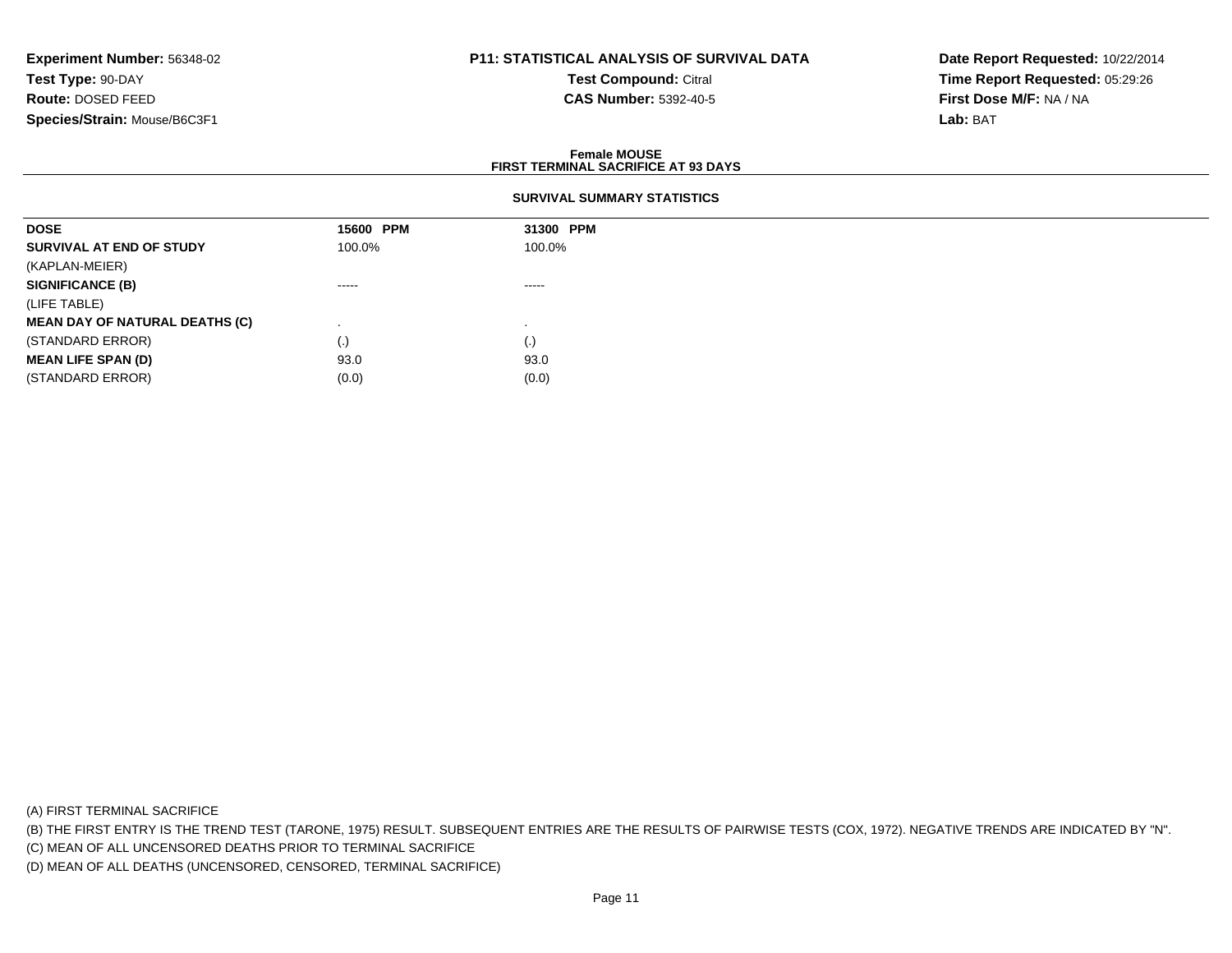**Experiment Number:** 56348-02
**Test Type:** 90-DAY
**Route:** DOSED FEED
**Species/Strain:** Mouse/B6C3F1

**P11: STATISTICAL ANALYSIS OF SURVIVAL DATA**
**Test Compound:** Citral
**CAS Number:** 5392-40-5

**Date Report Requested:** 10/22/2014
**Time Report Requested:** 05:29:26
**First Dose M/F:** NA / NA
**Lab:** BAT

**Female MOUSE**
**FIRST TERMINAL SACRIFICE AT 93 DAYS**

**SURVIVAL SUMMARY STATISTICS**

| DOSE | 15600 PPM | 31300 PPM |
|---|---|---|
| **SURVIVAL AT END OF STUDY** | 100.0% | 100.0% |
| (KAPLAN-MEIER) | | |
| **SIGNIFICANCE (B)** | ----- | ----- |
| (LIFE TABLE) | | |
| **MEAN DAY OF NATURAL DEATHS (C)** | . | . |
| (STANDARD ERROR) | (.) | (.) |
| **MEAN LIFE SPAN (D)** | 93.0 | 93.0 |
| (STANDARD ERROR) | (0.0) | (0.0) |

(A) FIRST TERMINAL SACRIFICE
(B) THE FIRST ENTRY IS THE TREND TEST (TARONE, 1975) RESULT. SUBSEQUENT ENTRIES ARE THE RESULTS OF PAIRWISE TESTS (COX, 1972). NEGATIVE TRENDS ARE INDICATED BY "N".
(C) MEAN OF ALL UNCENSORED DEATHS PRIOR TO TERMINAL SACRIFICE
(D) MEAN OF ALL DEATHS (UNCENSORED, CENSORED, TERMINAL SACRIFICE)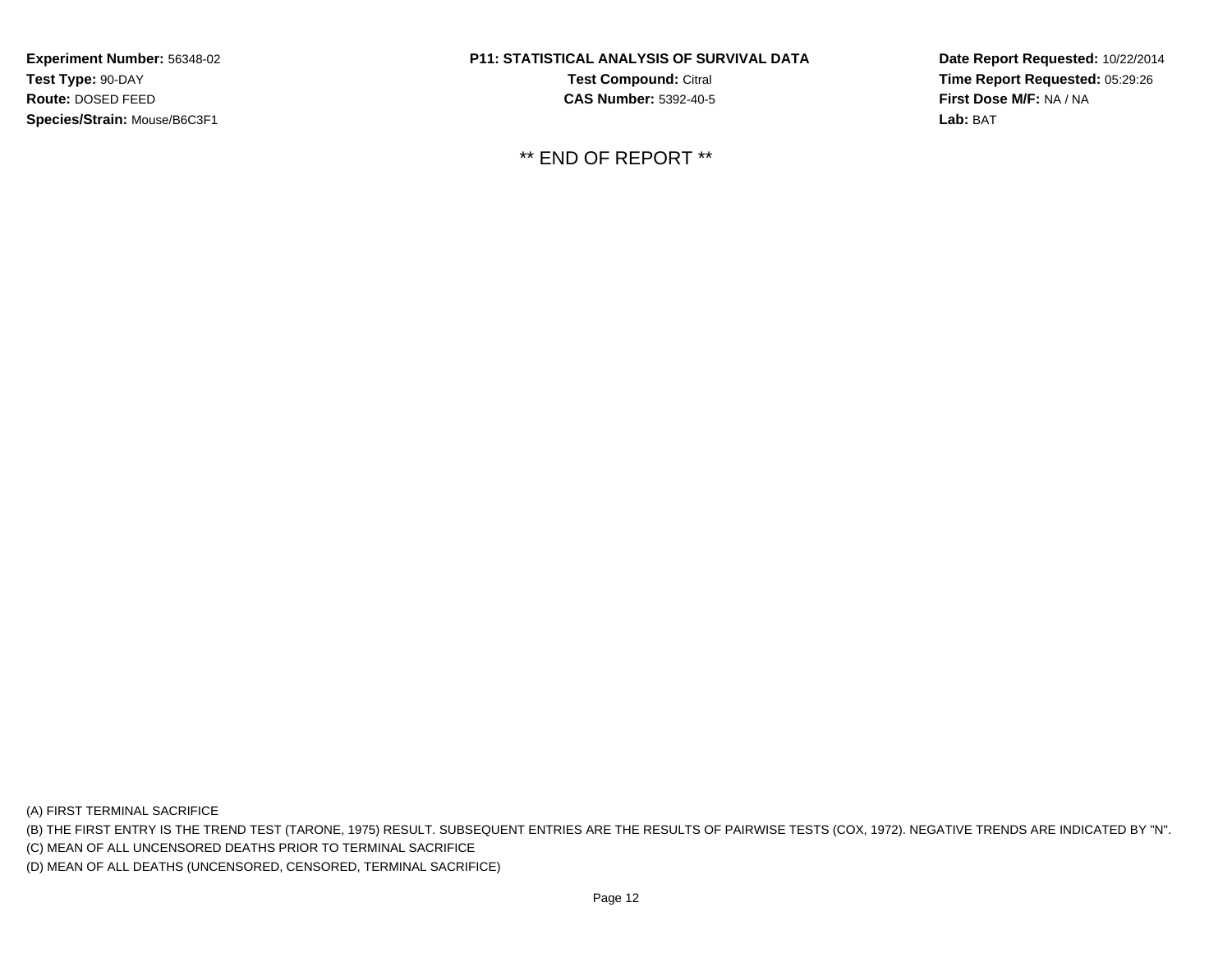**Experiment Number:** 56348-02
**Test Type:** 90-DAY
**Route:** DOSED FEED
**Species/Strain:** Mouse/B6C3F1

**P11: STATISTICAL ANALYSIS OF SURVIVAL DATA**
**Test Compound:** Citral
**CAS Number:** 5392-40-5

**Date Report Requested:** 10/22/2014
**Time Report Requested:** 05:29:26
**First Dose M/F:** NA / NA
**Lab:** BAT

** END OF REPORT **

(A) FIRST TERMINAL SACRIFICE
(B) THE FIRST ENTRY IS THE TREND TEST (TARONE, 1975) RESULT. SUBSEQUENT ENTRIES ARE THE RESULTS OF PAIRWISE TESTS (COX, 1972). NEGATIVE TRENDS ARE INDICATED BY "N".
(C) MEAN OF ALL UNCENSORED DEATHS PRIOR TO TERMINAL SACRIFICE
(D) MEAN OF ALL DEATHS (UNCENSORED, CENSORED, TERMINAL SACRIFICE)